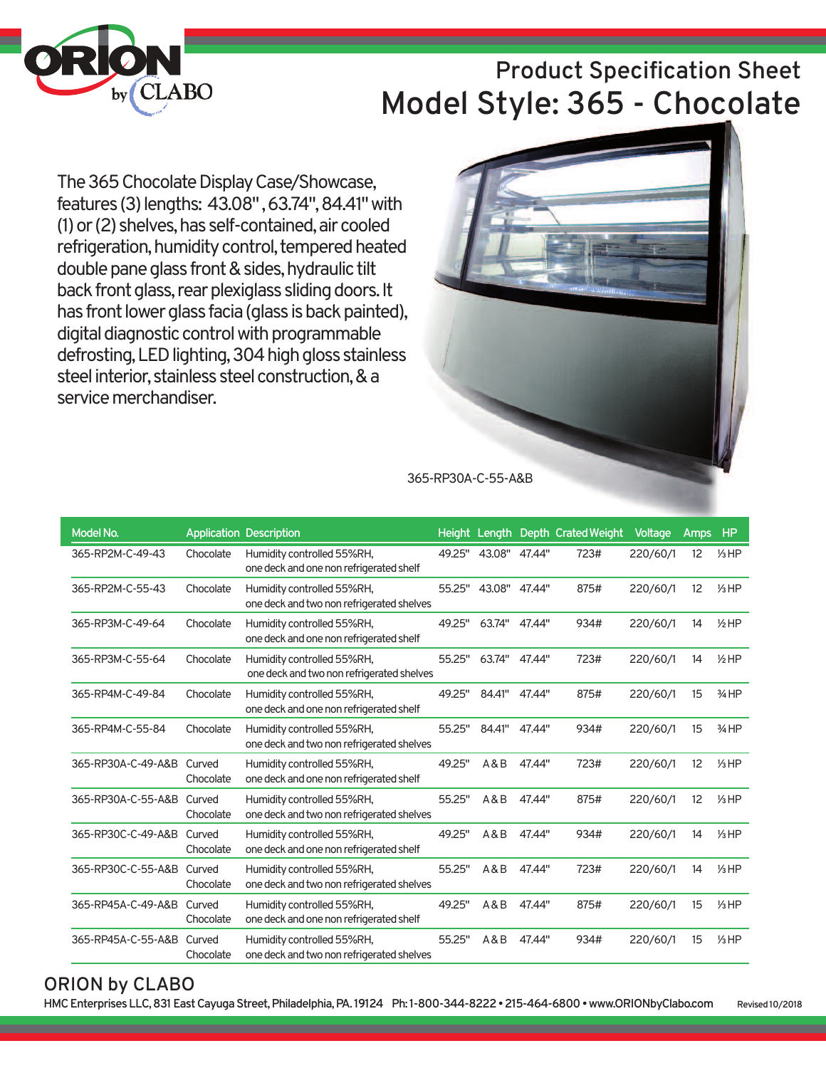# Product Specification Sheet

# Model Style: 365 - Chocolate

The 365 Chocolate Display Case/Showcase, features (3) lengths: 43.08", 63.74", 84.41" with (1) or (2) shelves, has self-contained, air cooled refrigeration, humidity control, tempered heated double pane glass front & sides, hydraulic tilt back front glass, rear plexiglass sliding doors. It has front lower glass facia (glass is back painted), digital diagnostic control with programmable defrosting, LED lighting, 304 high gloss stainless steel interior, stainless steel construction, & a service merchandiser.

365-RP30A-C-55-A&B

| Model No. | Application | Description | Height | Length | Depth | Crated Weight | Voltage | Amps | HP |
|---|---|---|---|---|---|---|---|---|---|
| 365-RP2M-C-49-43 | Chocolate | Humidity controlled 55%RH, one deck and one non refrigerated shelf | 49.25" | 43.08" | 47.44" | 723# | 220/60/1 | 12 | ⅓HP |
| 365-RP2M-C-55-43 | Chocolate | Humidity controlled 55%RH, one deck and two non refrigerated shelves | 55.25" | 43.08" | 47.44" | 875# | 220/60/1 | 12 | ⅓HP |
| 365-RP3M-C-49-64 | Chocolate | Humidity controlled 55%RH, one deck and one non refrigerated shelf | 49.25" | 63.74" | 47.44" | 934# | 220/60/1 | 14 | ½HP |
| 365-RP3M-C-55-64 | Chocolate | Humidity controlled 55%RH, one deck and two non refrigerated shelves | 55.25" | 63.74" | 47.44" | 723# | 220/60/1 | 14 | ½HP |
| 365-RP4M-C-49-84 | Chocolate | Humidity controlled 55%RH, one deck and one non refrigerated shelf | 49.25" | 84.41" | 47.44" | 875# | 220/60/1 | 15 | ¾HP |
| 365-RP4M-C-55-84 | Chocolate | Humidity controlled 55%RH, one deck and two non refrigerated shelves | 55.25" | 84.41" | 47.44" | 934# | 220/60/1 | 15 | ¾HP |
| 365-RP30A-C-49-A&B | Curved Chocolate | Humidity controlled 55%RH, one deck and one non refrigerated shelf | 49.25" | A&B | 47.44" | 723# | 220/60/1 | 12 | ⅓HP |
| 365-RP30A-C-55-A&B | Curved Chocolate | Humidity controlled 55%RH, one deck and two non refrigerated shelves | 55.25" | A&B | 47.44" | 875# | 220/60/1 | 12 | ⅓HP |
| 365-RP30C-C-49-A&B | Curved Chocolate | Humidity controlled 55%RH, one deck and one non refrigerated shelf | 49.25" | A&B | 47.44" | 934# | 220/60/1 | 14 | ⅓HP |
| 365-RP30C-C-55-A&B | Curved Chocolate | Humidity controlled 55%RH, one deck and two non refrigerated shelves | 55.25" | A&B | 47.44" | 723# | 220/60/1 | 14 | ⅓HP |
| 365-RP45A-C-49-A&B | Curved Chocolate | Humidity controlled 55%RH, one deck and one non refrigerated shelf | 49.25" | A&B | 47.44" | 875# | 220/60/1 | 15 | ⅓HP |
| 365-RP45A-C-55-A&B | Curved Chocolate | Humidity controlled 55%RH, one deck and two non refrigerated shelves | 55.25" | A&B | 47.44" | 934# | 220/60/1 | 15 | ⅓HP |

## ORION by CLABO

HMC Enterprises LLC, 831 East Cayuga Street, Philadelphia, PA. 19124 Ph: 1-800-344-8222 • 215-464-6800 • www.ORIONbyClabo.com

Revised 10/2018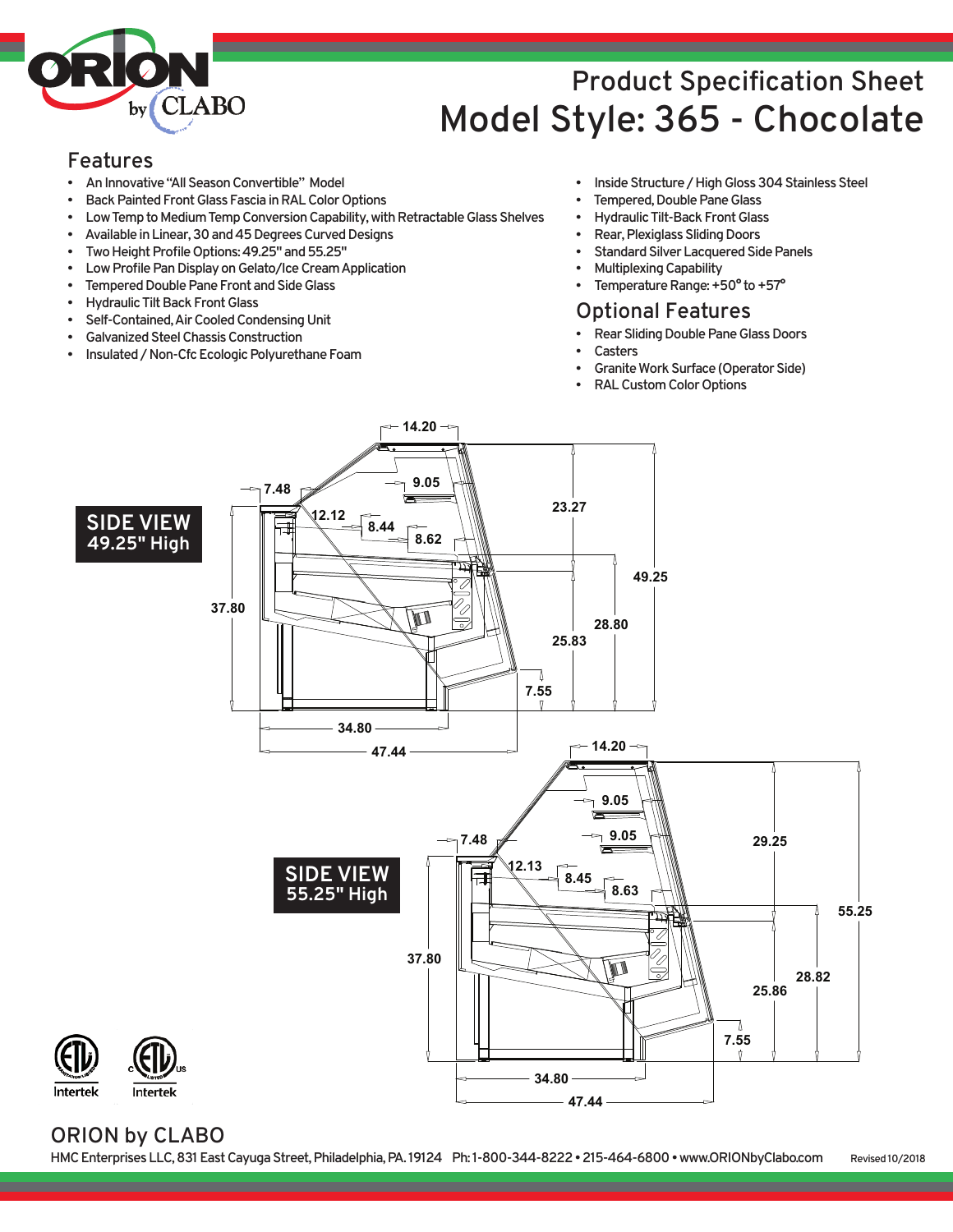# Product Specification Sheet

# Model Style: 365 - Chocolate

## Features

- An Innovative "All Season Convertible" Model
- Back Painted Front Glass Fascia in RAL Color Options
- Low Temp to Medium Temp Conversion Capability, with Retractable Glass Shelves
- Available in Linear, 30 and 45 Degrees Curved Designs
- Two Height Profile Options: 49.25" and 55.25"
- Low Profile Pan Display on Gelato/Ice Cream Application
- Tempered Double Pane Front and Side Glass
- Hydraulic Tilt Back Front Glass
- Self-Contained, Air Cooled Condensing Unit
- Galvanized Steel Chassis Construction
- Insulated / Non-Cfc Ecologic Polyurethane Foam
- Inside Structure / High Gloss 304 Stainless Steel
- Tempered, Double Pane Glass
- Hydraulic Tilt-Back Front Glass
- Rear, Plexiglass Sliding Doors
- Standard Silver Lacquered Side Panels
- Multiplexing Capability
- Temperature Range: +50° to +57°

## Optional Features

- Rear Sliding Double Pane Glass Doors
- Casters
- Granite Work Surface (Operator Side)
- RAL Custom Color Options

**SIDE VIEW 49.25" High**

14.20, 9.05, 7.48, 12.12, 8.44, 8.62, 23.27, 49.25, 37.80, 28.80, 25.83, 7.55, 34.80, 47.44

**SIDE VIEW 55.25" High**

14.20, 9.05, 9.05, 7.48, 12.13, 8.45, 8.63, 29.25, 55.25, 37.80, 28.82, 25.86, 7.55, 34.80, 47.44

Intertek Intertek

ORION by CLABO

HMC Enterprises LLC, 831 East Cayuga Street, Philadelphia, PA. 19124 Ph: 1-800-344-8222 • 215-464-6800 • www.ORIONbyClabo.com Revised 10/2018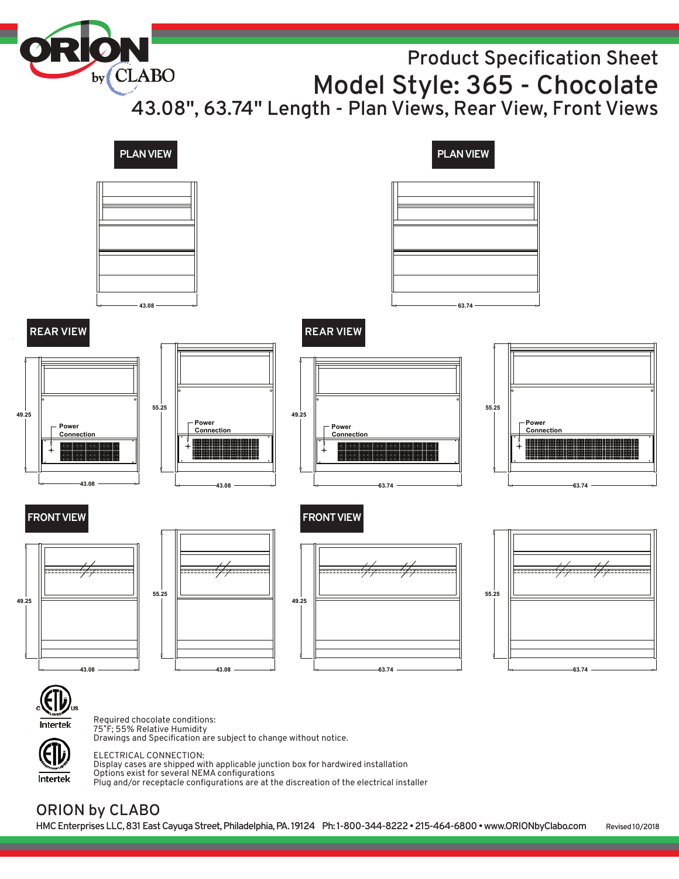# Product Specification Sheet

# Model Style: 365 - Chocolate

## 43.08", 63.74" Length - Plan Views, Rear View, Front Views

**PLAN VIEW**

43.08

**PLAN VIEW**

63.74

**REAR VIEW**

49.25
Power Connection
43.08

55.25
Power Connection
43.08

**REAR VIEW**

49.25
Power Connection
63.74

55.25
Power Connection
63.74

**FRONT VIEW**

49.25
43.08

55.25
43.08

**FRONT VIEW**

49.25
63.74

55.25
63.74

Intertek

Intertek

Required chocolate conditions:
75°F; 55% Relative Humidity
Drawings and Specification are subject to change without notice.

ELECTRICAL CONNECTION:
Display cases are shipped with applicable junction box for hardwired installation
Options exist for several NEMA configurations
Plug and/or receptacle configurations are at the discreation of the electrical installer

## ORION by CLABO

HMC Enterprises LLC, 831 East Cayuga Street, Philadelphia, PA. 19124 Ph: 1-800-344-8222 • 215-464-6800 • www.ORIONbyClabo.com Revised 10/2018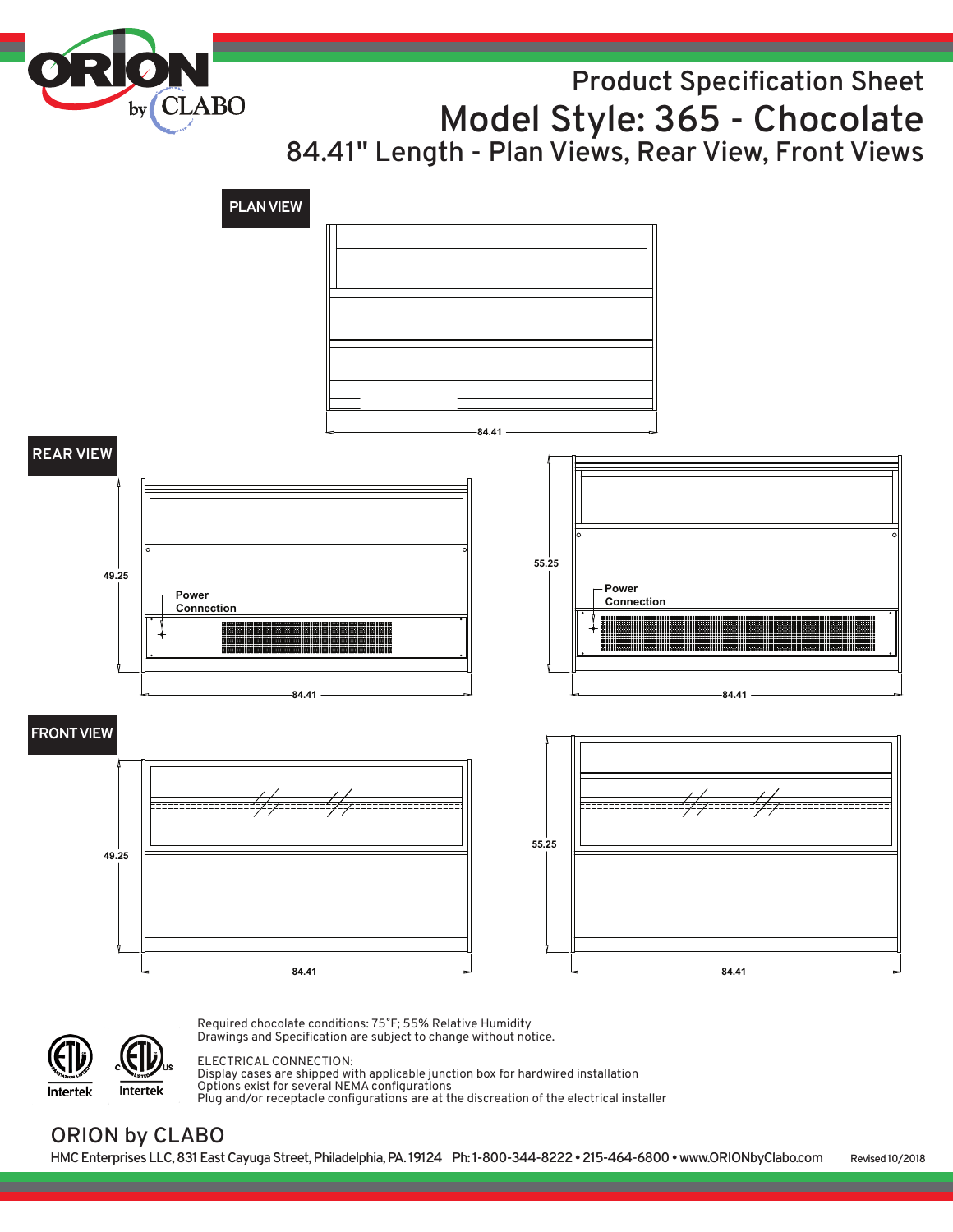# Product Specification Sheet

# Model Style: 365 - Chocolate

## 84.41" Length - Plan Views, Rear View, Front Views

**PLAN VIEW**

84.41

**REAR VIEW**

49.25

Power Connection

84.41

55.25

Power Connection

84.41

**FRONT VIEW**

49.25

84.41

55.25

84.41

Required chocolate conditions: 75˚F; 55% Relative Humidity
Drawings and Specification are subject to change without notice.

ELECTRICAL CONNECTION:
Display cases are shipped with applicable junction box for hardwired installation
Options exist for several NEMA configurations
Plug and/or receptacle configurations are at the discreation of the electrical installer

Intertek Intertek

ORION by CLABO

HMC Enterprises LLC, 831 East Cayuga Street, Philadelphia, PA. 19124 Ph: 1-800-344-8222 • 215-464-6800 • www.ORIONbyClabo.com Revised 10/2018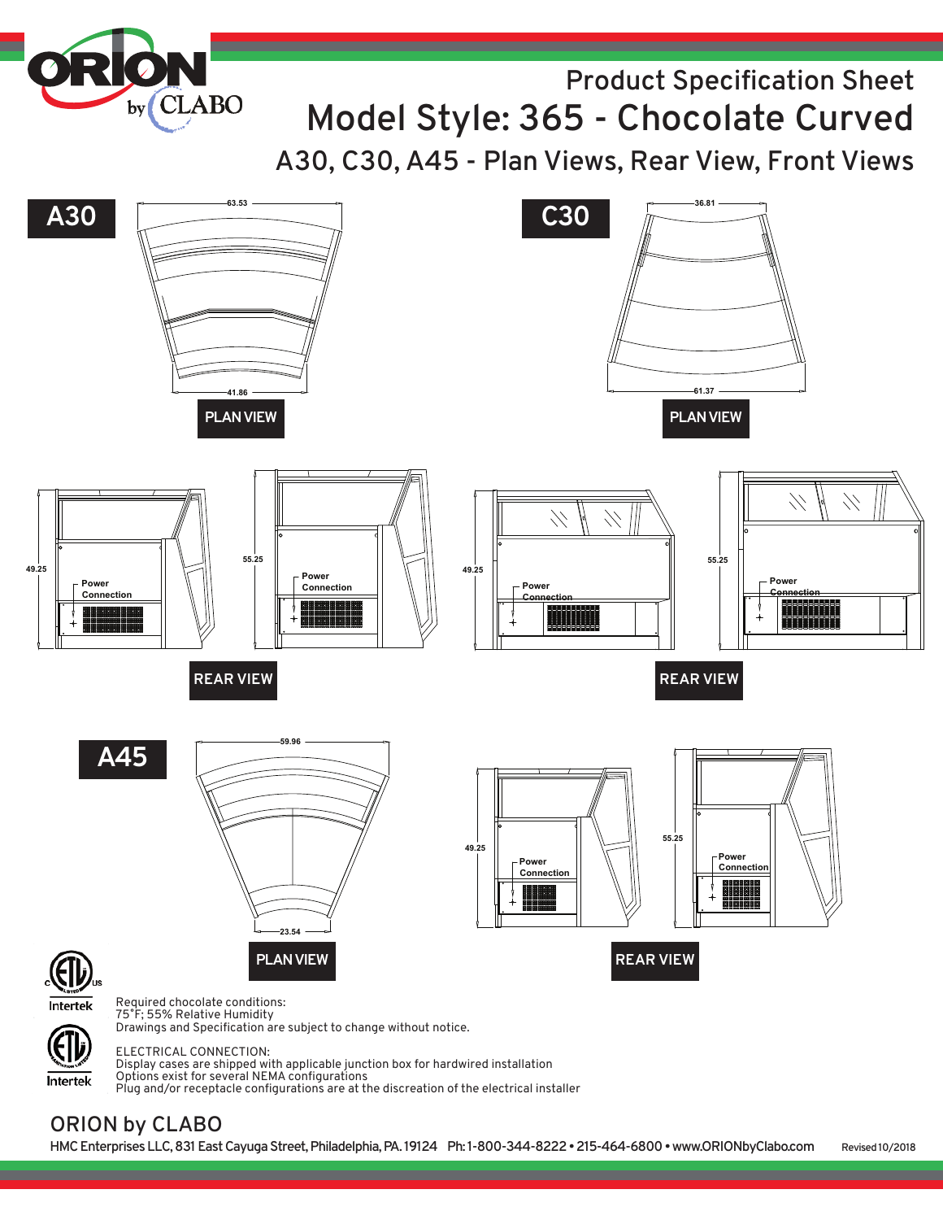Product Specification Sheet

# Model Style: 365 - Chocolate Curved

## A30, C30, A45 - Plan Views, Rear View, Front Views

**A30**

63.53

41.86

PLAN VIEW

**C30**

36.81

61.37

PLAN VIEW

49.25

Power Connection

55.25

Power Connection

REAR VIEW

49.25

Power Connection

55.25

Power Connection

REAR VIEW

**A45**

59.96

23.54

PLAN VIEW

49.25

Power Connection

55.25

Power Connection

REAR VIEW

Required chocolate conditions:
75˚F; 55% Relative Humidity
Drawings and Specification are subject to change without notice.

ELECTRICAL CONNECTION:
Display cases are shipped with applicable junction box for hardwired installation
Options exist for several NEMA configurations
Plug and/or receptacle configurations are at the discreation of the electrical installer

ORION by CLABO

HMC Enterprises LLC, 831 East Cayuga Street, Philadelphia, PA. 19124 Ph: 1-800-344-8222 • 215-464-6800 • www.ORIONbyClabo.com Revised 10/2018